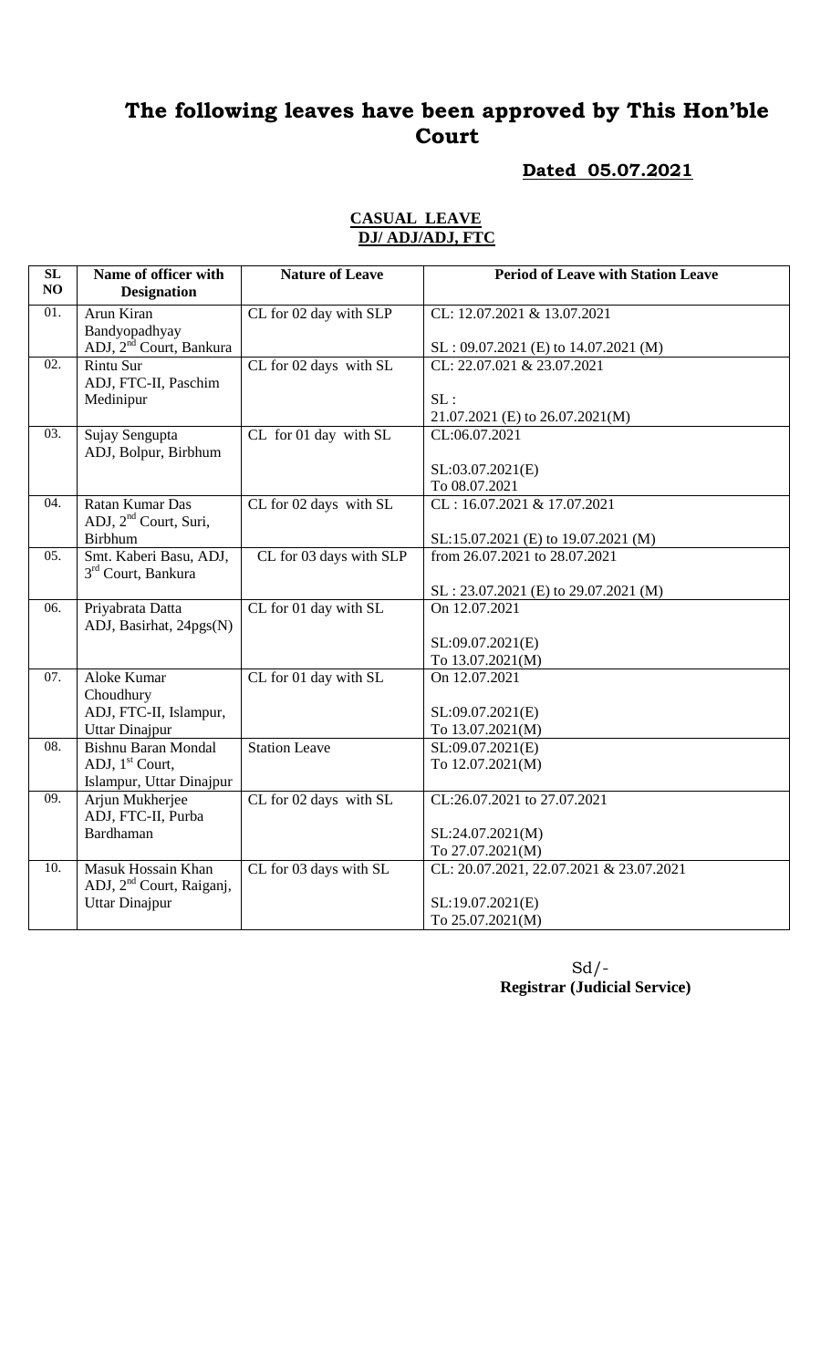# The following leaves have been approved by This Hon'ble Court

**Dated 05.07.2021**

**CASUAL LEAVE**
**DJ/ ADJ/ADJ, FTC**

| SL NO | Name of officer with Designation | Nature of Leave | Period of Leave with Station Leave |
|---|---|---|---|
| 01. | Arun Kiran Bandyopadhyay ADJ, 2nd Court, Bankura | CL for 02 day with SLP | CL: 12.07.2021 & 13.07.2021<br><br>SL : 09.07.2021 (E) to 14.07.2021 (M) |
| 02. | Rintu Sur ADJ, FTC-II, Paschim Medinipur | CL for 02 days with SL | CL: 22.07.021 & 23.07.2021<br><br>SL :<br>21.07.2021 (E) to 26.07.2021(M) |
| 03. | Sujay Sengupta ADJ, Bolpur, Birbhum | CL for 01 day with SL | CL:06.07.2021<br><br>SL:03.07.2021(E)<br>To 08.07.2021 |
| 04. | Ratan Kumar Das ADJ, 2nd Court, Suri, Birbhum | CL for 02 days with SL | CL : 16.07.2021 & 17.07.2021<br><br>SL:15.07.2021 (E) to 19.07.2021 (M) |
| 05. | Smt. Kaberi Basu, ADJ, 3rd Court, Bankura | CL for 03 days with SLP | from 26.07.2021 to 28.07.2021<br><br>SL : 23.07.2021 (E) to 29.07.2021 (M) |
| 06. | Priyabrata Datta ADJ, Basirhat, 24pgs(N) | CL for 01 day with SL | On 12.07.2021<br><br>SL:09.07.2021(E)<br>To 13.07.2021(M) |
| 07. | Aloke Kumar Choudhury ADJ, FTC-II, Islampur, Uttar Dinajpur | CL for 01 day with SL | On 12.07.2021<br><br>SL:09.07.2021(E)<br>To 13.07.2021(M) |
| 08. | Bishnu Baran Mondal ADJ, 1st Court, Islampur, Uttar Dinajpur | Station Leave | SL:09.07.2021(E)<br>To 12.07.2021(M) |
| 09. | Arjun Mukherjee ADJ, FTC-II, Purba Bardhaman | CL for 02 days with SL | CL:26.07.2021 to 27.07.2021<br><br>SL:24.07.2021(M)<br>To 27.07.2021(M) |
| 10. | Masuk Hossain Khan ADJ, 2nd Court, Raiganj, Uttar Dinajpur | CL for 03 days with SL | CL: 20.07.2021, 22.07.2021 & 23.07.2021<br><br>SL:19.07.2021(E)<br>To 25.07.2021(M) |

Sd/-
**Registrar (Judicial Service)**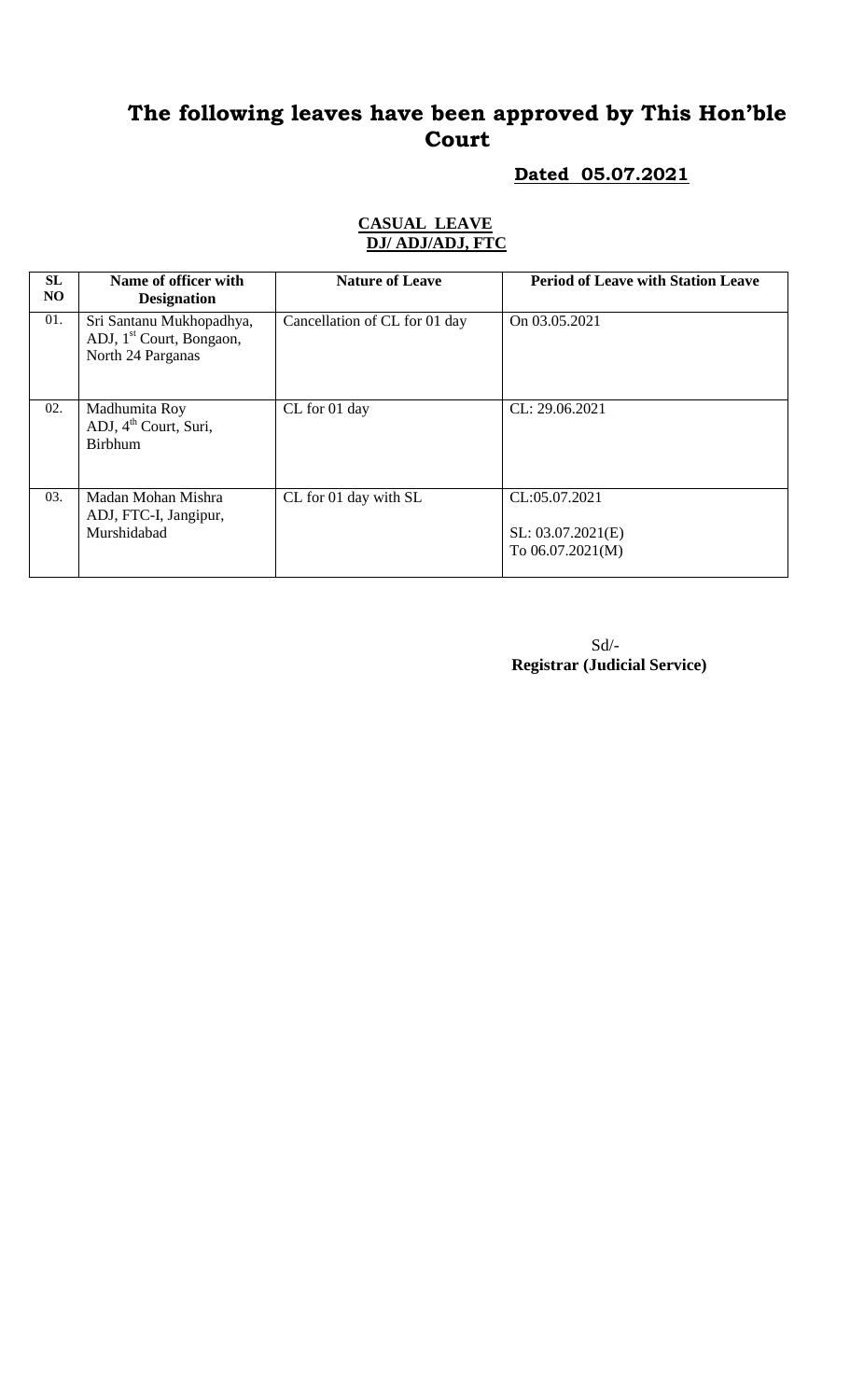# The following leaves have been approved by This Hon'ble Court

**Dated 05.07.2021**

**CASUAL LEAVE**
**DJ/ ADJ/ADJ, FTC**

| SL NO | Name of officer with Designation | Nature of Leave | Period of Leave with Station Leave |
|---|---|---|---|
| 01. | Sri Santanu Mukhopadhya, ADJ, 1st Court, Bongaon, North 24 Parganas | Cancellation of CL for 01 day | On 03.05.2021 |
| 02. | Madhumita Roy ADJ, 4th Court, Suri, Birbhum | CL for 01 day | CL: 29.06.2021 |
| 03. | Madan Mohan Mishra ADJ, FTC-I, Jangipur, Murshidabad | CL for 01 day with SL | CL:05.07.2021<br>SL: 03.07.2021(E) To 06.07.2021(M) |

Sd/-
**Registrar (Judicial Service)**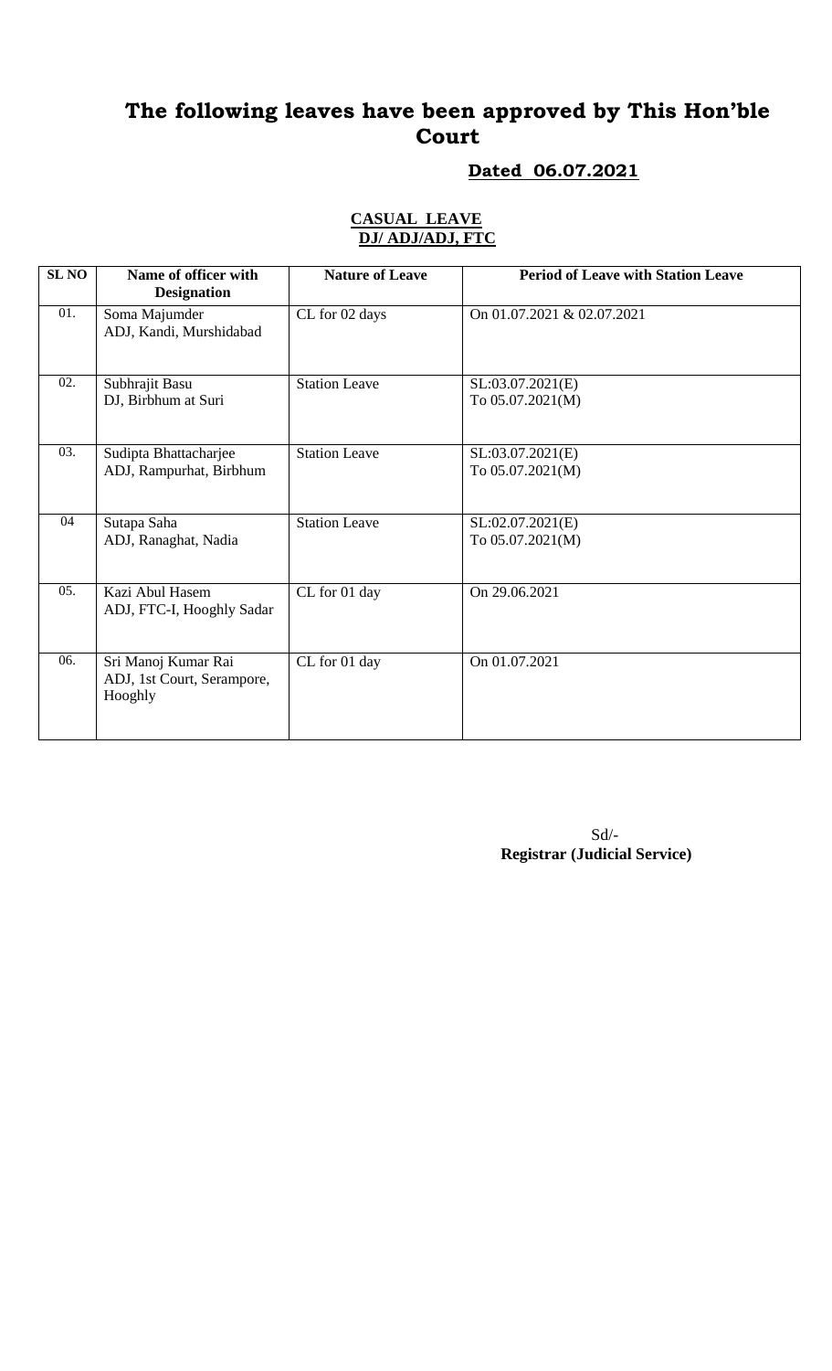# The following leaves have been approved by This Hon'ble Court

**Dated 06.07.2021**

**CASUAL LEAVE**
**DJ/ ADJ/ADJ, FTC**

| SL NO | Name of officer with Designation | Nature of Leave | Period of Leave with Station Leave |
|---|---|---|---|
| 01. | Soma Majumder<br>ADJ, Kandi, Murshidabad | CL for 02 days | On 01.07.2021 & 02.07.2021 |
| 02. | Subhrajit Basu<br>DJ, Birbhum at Suri | Station Leave | SL:03.07.2021(E)<br>To 05.07.2021(M) |
| 03. | Sudipta Bhattacharjee<br>ADJ, Rampurhat, Birbhum | Station Leave | SL:03.07.2021(E)<br>To 05.07.2021(M) |
| 04 | Sutapa Saha<br>ADJ, Ranaghat, Nadia | Station Leave | SL:02.07.2021(E)<br>To 05.07.2021(M) |
| 05. | Kazi Abul Hasem<br>ADJ, FTC-I, Hooghly Sadar | CL for 01 day | On 29.06.2021 |
| 06. | Sri Manoj Kumar Rai<br>ADJ, 1st Court, Serampore, Hooghly | CL for 01 day | On 01.07.2021 |

Sd/-
**Registrar (Judicial Service)**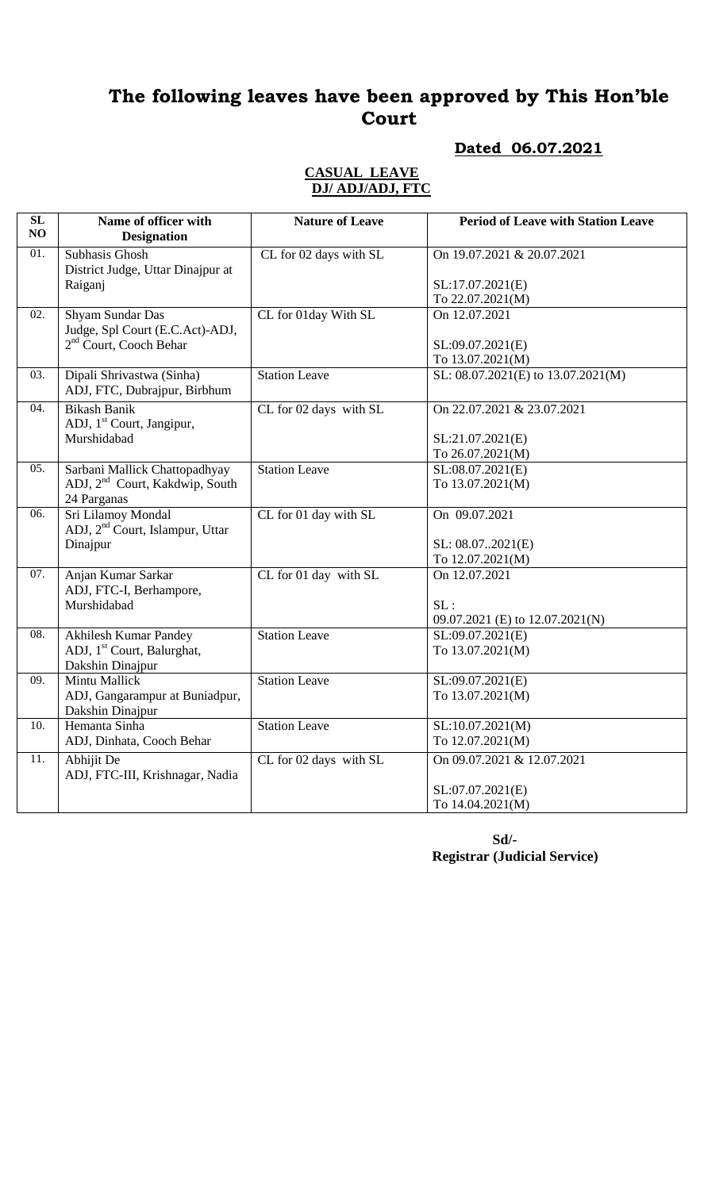# The following leaves have been approved by This Hon'ble Court

**Dated 06.07.2021**

**CASUAL LEAVE**
**DJ/ ADJ/ADJ, FTC**

| SL NO | Name of officer with Designation | Nature of Leave | Period of Leave with Station Leave |
|---|---|---|---|
| 01. | Subhasis Ghosh District Judge, Uttar Dinajpur at Raiganj | CL for 02 days with SL | On 19.07.2021 & 20.07.2021<br><br>SL:17.07.2021(E) To 22.07.2021(M) |
| 02. | Shyam Sundar Das Judge, Spl Court (E.C.Act)-ADJ, 2nd Court, Cooch Behar | CL for 01day With SL | On 12.07.2021<br><br>SL:09.07.2021(E) To 13.07.2021(M) |
| 03. | Dipali Shrivastwa (Sinha) ADJ, FTC, Dubrajpur, Birbhum | Station Leave | SL: 08.07.2021(E) to 13.07.2021(M) |
| 04. | Bikash Banik ADJ, 1st Court, Jangipur, Murshidabad | CL for 02 days with SL | On 22.07.2021 & 23.07.2021<br><br>SL:21.07.2021(E) To 26.07.2021(M) |
| 05. | Sarbani Mallick Chattopadhyay ADJ, 2nd Court, Kakdwip, South 24 Parganas | Station Leave | SL:08.07.2021(E) To 13.07.2021(M) |
| 06. | Sri Lilamoy Mondal ADJ, 2nd Court, Islampur, Uttar Dinajpur | CL for 01 day with SL | On 09.07.2021<br><br>SL: 08.07..2021(E) To 12.07.2021(M) |
| 07. | Anjan Kumar Sarkar ADJ, FTC-I, Berhampore, Murshidabad | CL for 01 day with SL | On 12.07.2021<br><br>SL : 09.07.2021 (E) to 12.07.2021(N) |
| 08. | Akhilesh Kumar Pandey ADJ, 1st Court, Balurghat, Dakshin Dinajpur | Station Leave | SL:09.07.2021(E) To 13.07.2021(M) |
| 09. | Mintu Mallick ADJ, Gangarampur at Buniadpur, Dakshin Dinajpur | Station Leave | SL:09.07.2021(E) To 13.07.2021(M) |
| 10. | Hemanta Sinha ADJ, Dinhata, Cooch Behar | Station Leave | SL:10.07.2021(M) To 12.07.2021(M) |
| 11. | Abhijit De ADJ, FTC-III, Krishnagar, Nadia | CL for 02 days with SL | On 09.07.2021 & 12.07.2021<br><br>SL:07.07.2021(E) To 14.04.2021(M) |

**Sd/-**
**Registrar (Judicial Service)**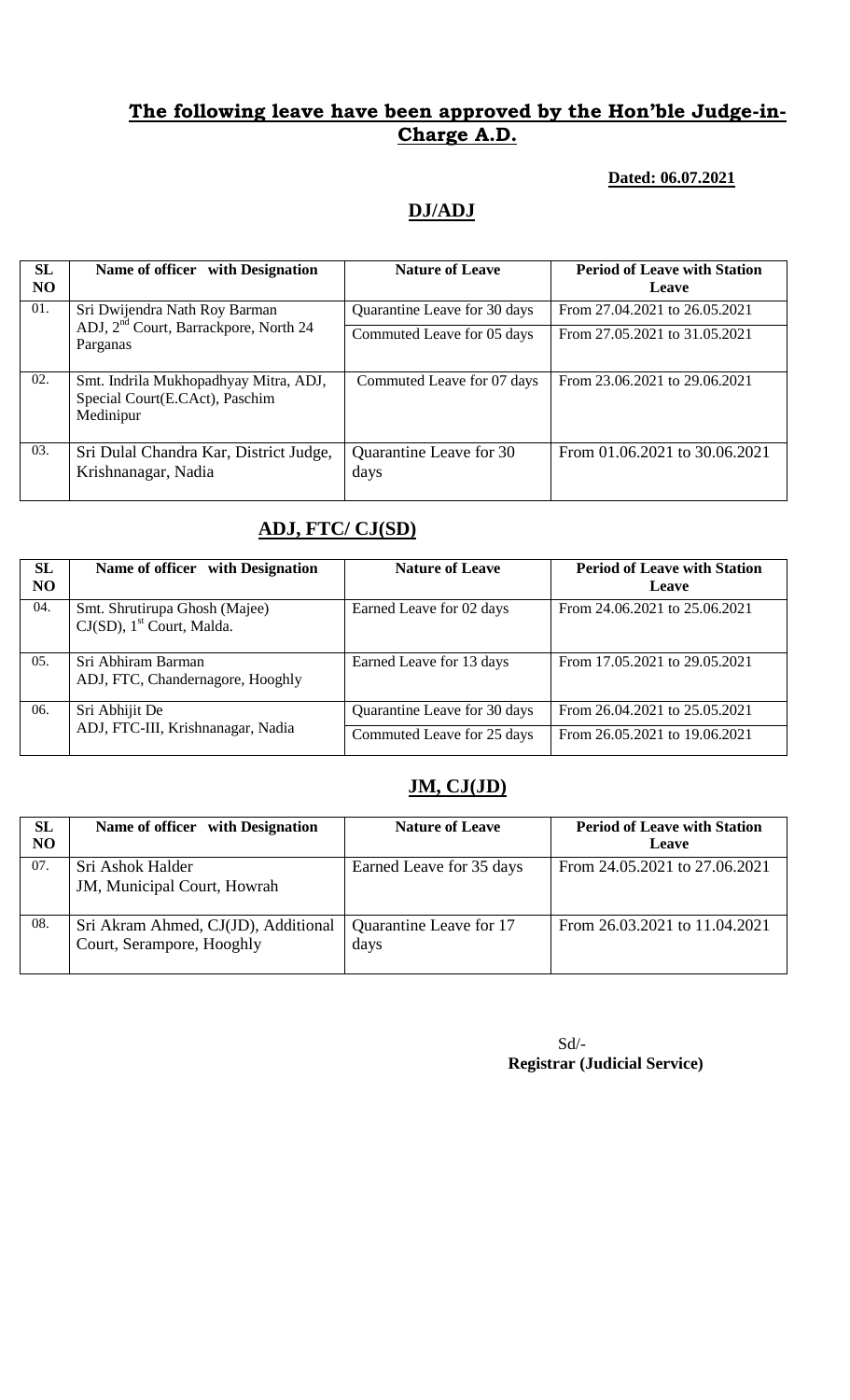## The following leave have been approved by the Hon'ble Judge-in-Charge A.D.

**Dated: 06.07.2021**

### DJ/ADJ

| SL NO | Name of officer with Designation | Nature of Leave | Period of Leave with Station Leave |
|---|---|---|---|
| 01. | Sri Dwijendra Nath Roy Barman ADJ, 2nd Court, Barrackpore, North 24 Parganas | Quarantine Leave for 30 days | From 27.04.2021 to 26.05.2021 |
| | | Commuted Leave for 05 days | From 27.05.2021 to 31.05.2021 |
| 02. | Smt. Indrila Mukhopadhyay Mitra, ADJ, Special Court(E.CAct), Paschim Medinipur | Commuted Leave for 07 days | From 23.06.2021 to 29.06.2021 |
| 03. | Sri Dulal Chandra Kar, District Judge, Krishnanagar, Nadia | Quarantine Leave for 30 days | From 01.06.2021 to 30.06.2021 |

### ADJ, FTC/ CJ(SD)

| SL NO | Name of officer with Designation | Nature of Leave | Period of Leave with Station Leave |
|---|---|---|---|
| 04. | Smt. Shrutirupa Ghosh (Majee) CJ(SD), 1st Court, Malda. | Earned Leave for 02 days | From 24.06.2021 to 25.06.2021 |
| 05. | Sri Abhiram Barman ADJ, FTC, Chandernagore, Hooghly | Earned Leave for 13 days | From 17.05.2021 to 29.05.2021 |
| 06. | Sri Abhijit De ADJ, FTC-III, Krishnanagar, Nadia | Quarantine Leave for 30 days | From 26.04.2021 to 25.05.2021 |
| | | Commuted Leave for 25 days | From 26.05.2021 to 19.06.2021 |

### JM, CJ(JD)

| SL NO | Name of officer with Designation | Nature of Leave | Period of Leave with Station Leave |
|---|---|---|---|
| 07. | Sri Ashok Halder JM, Municipal Court, Howrah | Earned Leave for 35 days | From 24.05.2021 to 27.06.2021 |
| 08. | Sri Akram Ahmed, CJ(JD), Additional Court, Serampore, Hooghly | Quarantine Leave for 17 days | From 26.03.2021 to 11.04.2021 |

Sd/-
**Registrar (Judicial Service)**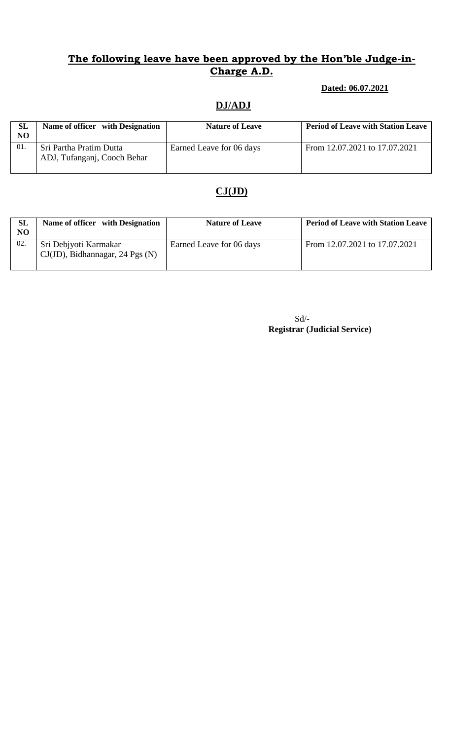## The following leave have been approved by the Hon'ble Judge-in-Charge A.D.

**Dated: 06.07.2021**

### DJ/ADJ

| SL NO | Name of officer with Designation | Nature of Leave | Period of Leave with Station Leave |
|---|---|---|---|
| 01. | Sri Partha Pratim Dutta<br>ADJ, Tufanganj, Cooch Behar | Earned Leave for 06 days | From 12.07.2021 to 17.07.2021 |

### CJ(JD)

| SL NO | Name of officer with Designation | Nature of Leave | Period of Leave with Station Leave |
|---|---|---|---|
| 02. | Sri Debjyoti Karmakar<br>CJ(JD), Bidhannagar, 24 Pgs (N) | Earned Leave for 06 days | From 12.07.2021 to 17.07.2021 |

Sd/-
**Registrar (Judicial Service)**